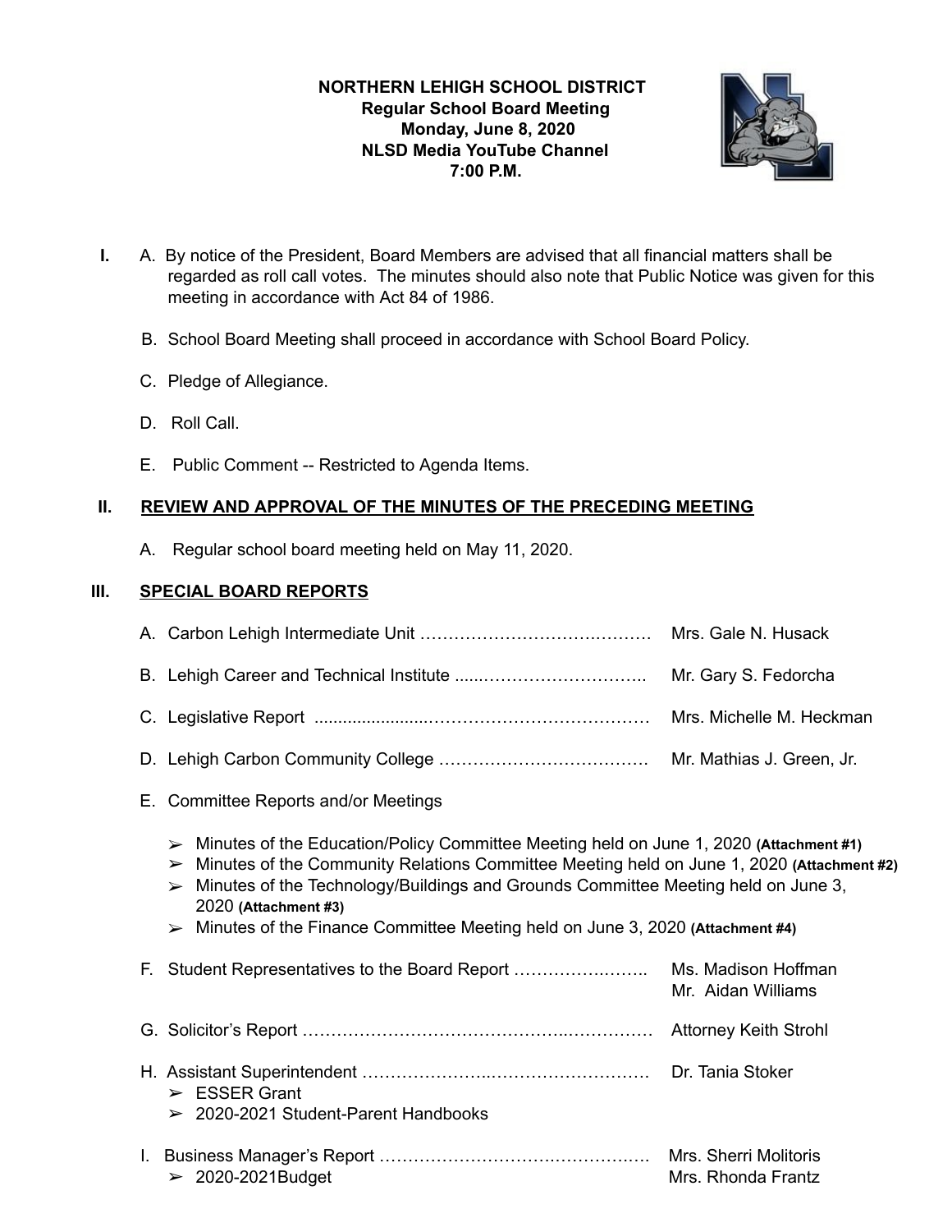**NORTHERN LEHIGH SCHOOL DISTRICT**
**Regular School Board Meeting**
**Monday, June 8, 2020**
**NLSD Media YouTube Channel**
**7:00 P.M.**

**I.** A. By notice of the President, Board Members are advised that all financial matters shall be regarded as roll call votes. The minutes should also note that Public Notice was given for this meeting in accordance with Act 84 of 1986.

B. School Board Meeting shall proceed in accordance with School Board Policy.

C. Pledge of Allegiance.

D. Roll Call.

E. Public Comment -- Restricted to Agenda Items.

## II. REVIEW AND APPROVAL OF THE MINUTES OF THE PRECEDING MEETING

A. Regular school board meeting held on May 11, 2020.

## III. SPECIAL BOARD REPORTS

A. Carbon Lehigh Intermediate Unit ………………………………………… Mrs. Gale N. Husack

B. Lehigh Career and Technical Institute ......……………………….. Mr. Gary S. Fedorcha

C. Legislative Report ......................……………………………… Mrs. Michelle M. Heckman

D. Lehigh Carbon Community College ……………………………… Mr. Mathias J. Green, Jr.

E. Committee Reports and/or Meetings

- ➢ Minutes of the Education/Policy Committee Meeting held on June 1, 2020 **(Attachment #1)**
- ➢ Minutes of the Community Relations Committee Meeting held on June 1, 2020 **(Attachment #2)**
- ➢ Minutes of the Technology/Buildings and Grounds Committee Meeting held on June 3, 2020 **(Attachment #3)**
- ➢ Minutes of the Finance Committee Meeting held on June 3, 2020 **(Attachment #4)**

F. Student Representatives to the Board Report …………….……. Ms. Madison Hoffman
Mr. Aidan Williams

G. Solicitor's Report ……………………………………..…………… Attorney Keith Strohl

H. Assistant Superintendent ………………..……………………… Dr. Tania Stoker

- ➢ ESSER Grant
- ➢ 2020-2021 Student-Parent Handbooks

I. Business Manager's Report ……………………………….……… Mrs. Sherri Molitoris
Mrs. Rhonda Frantz

- ➢ 2020-2021Budget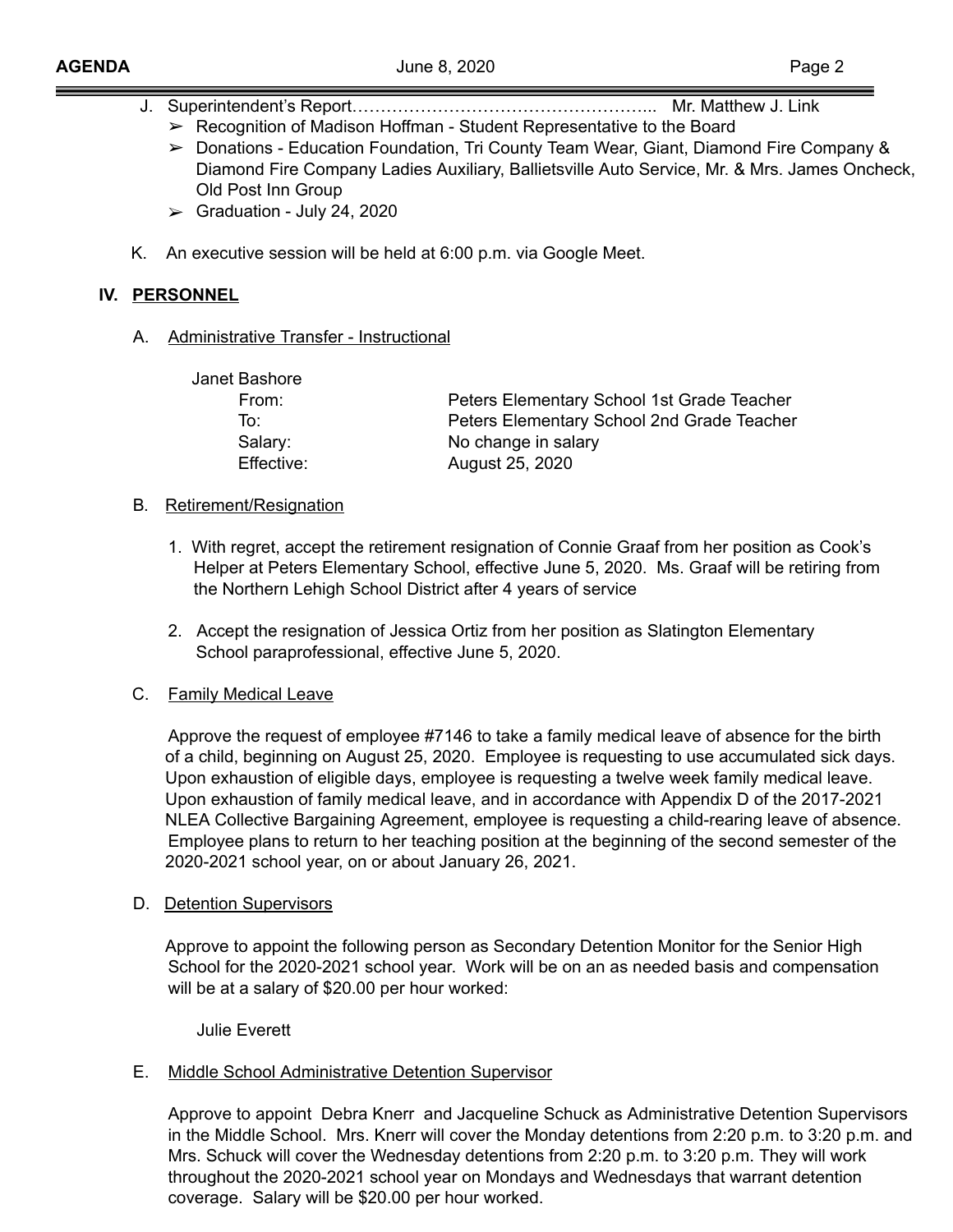J. Superintendent's Report…………………………………………….. Mr. Matthew J. Link
   - Recognition of Madison Hoffman - Student Representative to the Board
   - Donations - Education Foundation, Tri County Team Wear, Giant, Diamond Fire Company & Diamond Fire Company Ladies Auxiliary, Ballietsville Auto Service, Mr. & Mrs. James Oncheck, Old Post Inn Group
   - Graduation - July 24, 2020

K. An executive session will be held at 6:00 p.m. via Google Meet.

## IV. PERSONNEL

A. Administrative Transfer - Instructional

Janet Bashore

| | |
|---|---|
| From: | Peters Elementary School 1st Grade Teacher |
| To: | Peters Elementary School 2nd Grade Teacher |
| Salary: | No change in salary |
| Effective: | August 25, 2020 |

B. Retirement/Resignation

1. With regret, accept the retirement resignation of Connie Graaf from her position as Cook's Helper at Peters Elementary School, effective June 5, 2020. Ms. Graaf will be retiring from the Northern Lehigh School District after 4 years of service

2. Accept the resignation of Jessica Ortiz from her position as Slatington Elementary School paraprofessional, effective June 5, 2020.

C. Family Medical Leave

Approve the request of employee #7146 to take a family medical leave of absence for the birth of a child, beginning on August 25, 2020. Employee is requesting to use accumulated sick days. Upon exhaustion of eligible days, employee is requesting a twelve week family medical leave. Upon exhaustion of family medical leave, and in accordance with Appendix D of the 2017-2021 NLEA Collective Bargaining Agreement, employee is requesting a child-rearing leave of absence. Employee plans to return to her teaching position at the beginning of the second semester of the 2020-2021 school year, on or about January 26, 2021.

D. Detention Supervisors

Approve to appoint the following person as Secondary Detention Monitor for the Senior High School for the 2020-2021 school year. Work will be on an as needed basis and compensation will be at a salary of $20.00 per hour worked:

Julie Everett

E. Middle School Administrative Detention Supervisor

Approve to appoint Debra Knerr and Jacqueline Schuck as Administrative Detention Supervisors in the Middle School. Mrs. Knerr will cover the Monday detentions from 2:20 p.m. to 3:20 p.m. and Mrs. Schuck will cover the Wednesday detentions from 2:20 p.m. to 3:20 p.m. They will work throughout the 2020-2021 school year on Mondays and Wednesdays that warrant detention coverage. Salary will be $20.00 per hour worked.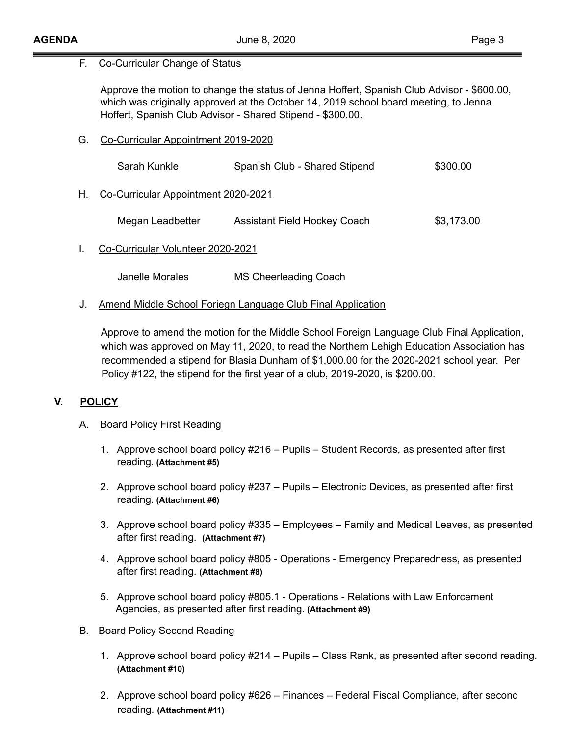F. Co-Curricular Change of Status

Approve the motion to change the status of Jenna Hoffert, Spanish Club Advisor - $600.00, which was originally approved at the October 14, 2019 school board meeting, to Jenna Hoffert, Spanish Club Advisor - Shared Stipend - $300.00.

G. Co-Curricular Appointment 2019-2020

| | | |
|---|---|---|
| Sarah Kunkle | Spanish Club - Shared Stipend | $300.00 |

H. Co-Curricular Appointment 2020-2021

| | | |
|---|---|---|
| Megan Leadbetter | Assistant Field Hockey Coach | $3,173.00 |

I. Co-Curricular Volunteer 2020-2021

| | |
|---|---|
| Janelle Morales | MS Cheerleading Coach |

J. Amend Middle School Foriegn Language Club Final Application

Approve to amend the motion for the Middle School Foreign Language Club Final Application, which was approved on May 11, 2020, to read the Northern Lehigh Education Association has recommended a stipend for Blasia Dunham of $1,000.00 for the 2020-2021 school year. Per Policy #122, the stipend for the first year of a club, 2019-2020, is $200.00.

## V. POLICY

A. Board Policy First Reading

1. Approve school board policy #216 – Pupils – Student Records, as presented after first reading. **(Attachment #5)**
2. Approve school board policy #237 – Pupils – Electronic Devices, as presented after first reading. **(Attachment #6)**
3. Approve school board policy #335 – Employees – Family and Medical Leaves, as presented after first reading. **(Attachment #7)**
4. Approve school board policy #805 - Operations - Emergency Preparedness, as presented after first reading. **(Attachment #8)**
5. Approve school board policy #805.1 - Operations - Relations with Law Enforcement Agencies, as presented after first reading. **(Attachment #9)**

B. Board Policy Second Reading

1. Approve school board policy #214 – Pupils – Class Rank, as presented after second reading. **(Attachment #10)**
2. Approve school board policy #626 – Finances – Federal Fiscal Compliance, after second reading. **(Attachment #11)**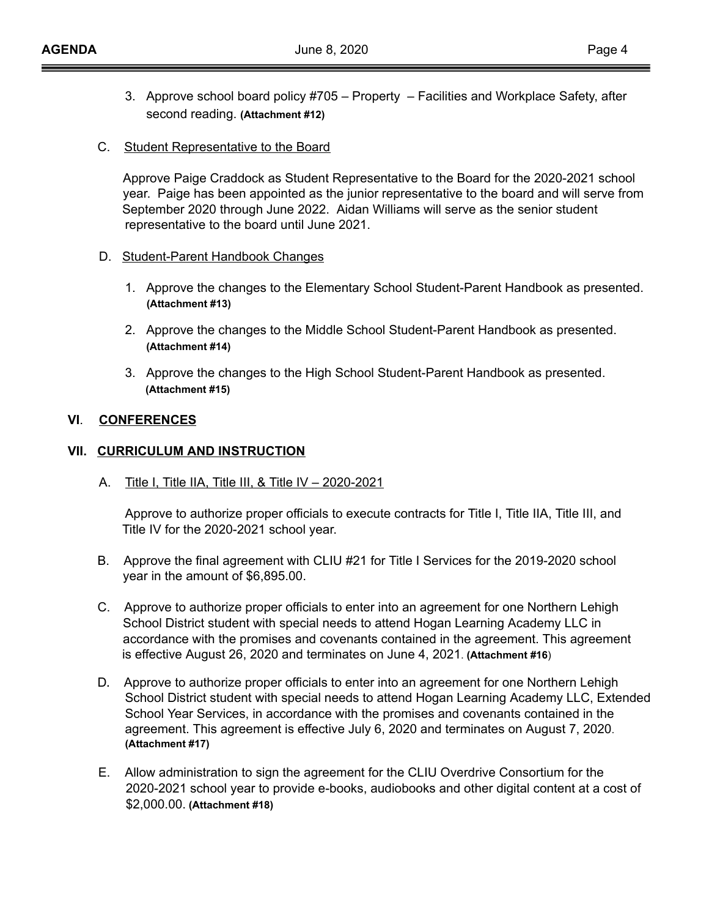3. Approve school board policy #705 – Property – Facilities and Workplace Safety, after second reading. **(Attachment #12)**

C. <u>Student Representative to the Board</u>

Approve Paige Craddock as Student Representative to the Board for the 2020-2021 school year. Paige has been appointed as the junior representative to the board and will serve from September 2020 through June 2022. Aidan Williams will serve as the senior student representative to the board until June 2021.

D. <u>Student-Parent Handbook Changes</u>

1. Approve the changes to the Elementary School Student-Parent Handbook as presented. **(Attachment #13)**
2. Approve the changes to the Middle School Student-Parent Handbook as presented. **(Attachment #14)**
3. Approve the changes to the High School Student-Parent Handbook as presented. **(Attachment #15)**

## VI. CONFERENCES

## VII. CURRICULUM AND INSTRUCTION

A. <u>Title I, Title IIA, Title III, & Title IV – 2020-2021</u>

Approve to authorize proper officials to execute contracts for Title I, Title IIA, Title III, and Title IV for the 2020-2021 school year.

B. Approve the final agreement with CLIU #21 for Title I Services for the 2019-2020 school year in the amount of $6,895.00.

C. Approve to authorize proper officials to enter into an agreement for one Northern Lehigh School District student with special needs to attend Hogan Learning Academy LLC in accordance with the promises and covenants contained in the agreement. This agreement is effective August 26, 2020 and terminates on June 4, 2021. **(Attachment #16**)

D. Approve to authorize proper officials to enter into an agreement for one Northern Lehigh School District student with special needs to attend Hogan Learning Academy LLC, Extended School Year Services, in accordance with the promises and covenants contained in the agreement. This agreement is effective July 6, 2020 and terminates on August 7, 2020. **(Attachment #17)**

E. Allow administration to sign the agreement for the CLIU Overdrive Consortium for the 2020-2021 school year to provide e-books, audiobooks and other digital content at a cost of $2,000.00. **(Attachment #18)**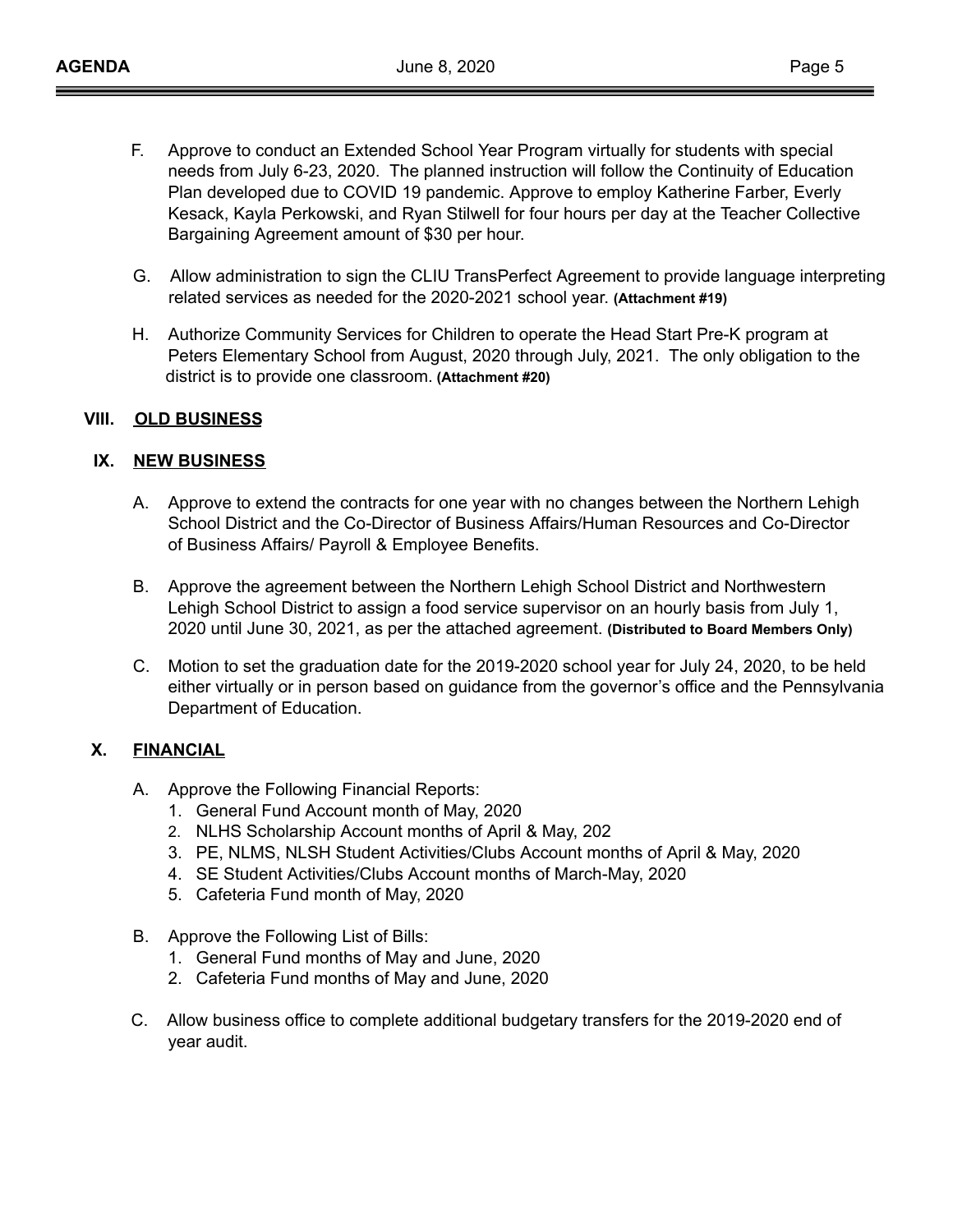F. Approve to conduct an Extended School Year Program virtually for students with special needs from July 6-23, 2020. The planned instruction will follow the Continuity of Education Plan developed due to COVID 19 pandemic. Approve to employ Katherine Farber, Everly Kesack, Kayla Perkowski, and Ryan Stilwell for four hours per day at the Teacher Collective Bargaining Agreement amount of $30 per hour.

G. Allow administration to sign the CLIU TransPerfect Agreement to provide language interpreting related services as needed for the 2020-2021 school year. **(Attachment #19)**

H. Authorize Community Services for Children to operate the Head Start Pre-K program at Peters Elementary School from August, 2020 through July, 2021. The only obligation to the district is to provide one classroom. **(Attachment #20)**

## VIII. OLD BUSINESS

## IX. NEW BUSINESS

A. Approve to extend the contracts for one year with no changes between the Northern Lehigh School District and the Co-Director of Business Affairs/Human Resources and Co-Director of Business Affairs/ Payroll & Employee Benefits.

B. Approve the agreement between the Northern Lehigh School District and Northwestern Lehigh School District to assign a food service supervisor on an hourly basis from July 1, 2020 until June 30, 2021, as per the attached agreement. **(Distributed to Board Members Only)**

C. Motion to set the graduation date for the 2019-2020 school year for July 24, 2020, to be held either virtually or in person based on guidance from the governor's office and the Pennsylvania Department of Education.

## X. FINANCIAL

A. Approve the Following Financial Reports:
1. General Fund Account month of May, 2020
2. NLHS Scholarship Account months of April & May, 202
3. PE, NLMS, NLSH Student Activities/Clubs Account months of April & May, 2020
4. SE Student Activities/Clubs Account months of March-May, 2020
5. Cafeteria Fund month of May, 2020

B. Approve the Following List of Bills:
1. General Fund months of May and June, 2020
2. Cafeteria Fund months of May and June, 2020

C. Allow business office to complete additional budgetary transfers for the 2019-2020 end of year audit.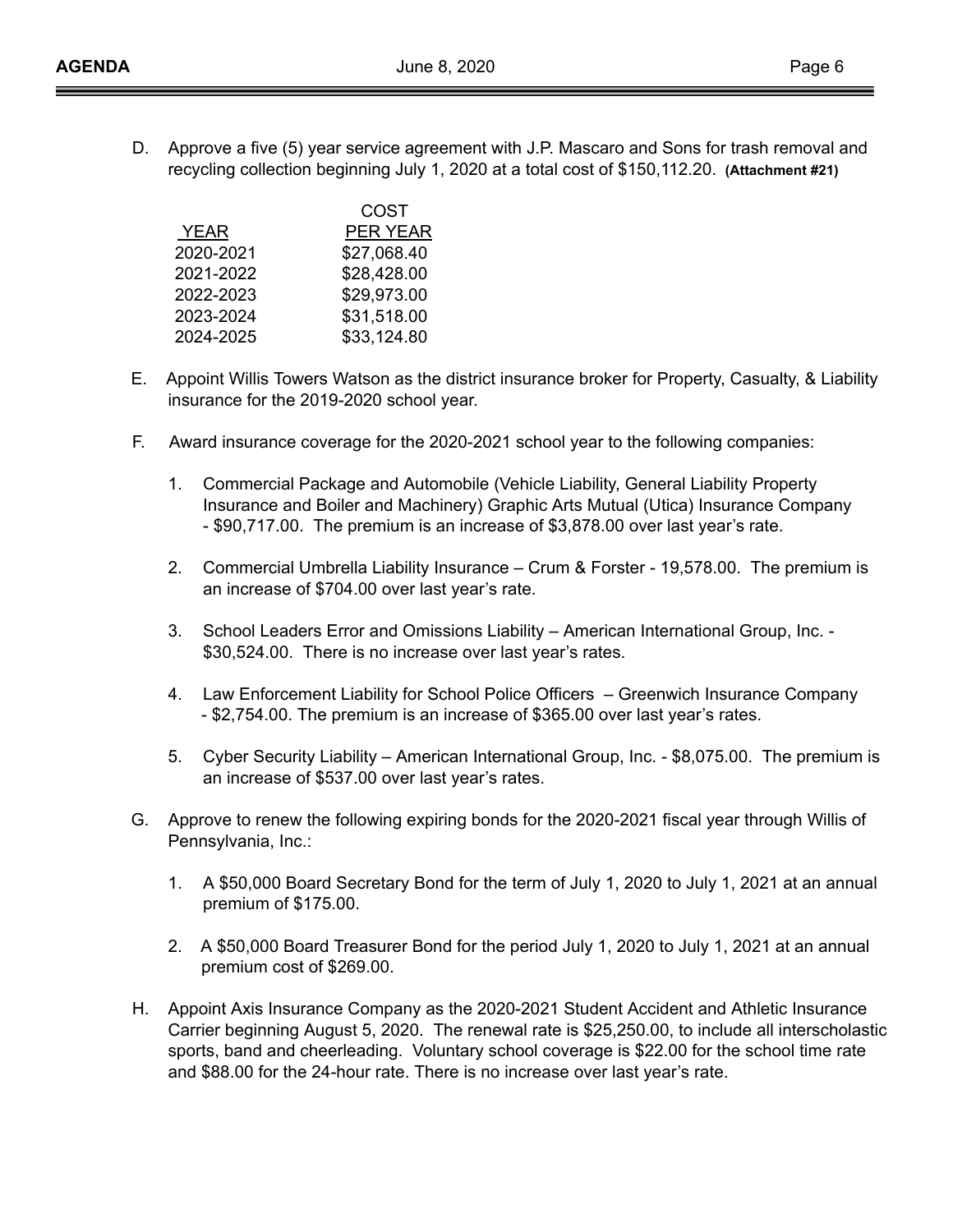D. Approve a five (5) year service agreement with J.P. Mascaro and Sons for trash removal and recycling collection beginning July 1, 2020 at a total cost of $150,112.20. **(Attachment #21)**

| YEAR | COST PER YEAR |
|---|---|
| 2020-2021 | $27,068.40 |
| 2021-2022 | $28,428.00 |
| 2022-2023 | $29,973.00 |
| 2023-2024 | $31,518.00 |
| 2024-2025 | $33,124.80 |

E. Appoint Willis Towers Watson as the district insurance broker for Property, Casualty, & Liability insurance for the 2019-2020 school year.

F. Award insurance coverage for the 2020-2021 school year to the following companies:

1. Commercial Package and Automobile (Vehicle Liability, General Liability Property Insurance and Boiler and Machinery) Graphic Arts Mutual (Utica) Insurance Company - $90,717.00. The premium is an increase of $3,878.00 over last year's rate.

2. Commercial Umbrella Liability Insurance – Crum & Forster - 19,578.00. The premium is an increase of $704.00 over last year's rate.

3. School Leaders Error and Omissions Liability – American International Group, Inc. - $30,524.00. There is no increase over last year's rates.

4. Law Enforcement Liability for School Police Officers – Greenwich Insurance Company - $2,754.00. The premium is an increase of $365.00 over last year's rates.

5. Cyber Security Liability – American International Group, Inc. - $8,075.00. The premium is an increase of $537.00 over last year's rates.

G. Approve to renew the following expiring bonds for the 2020-2021 fiscal year through Willis of Pennsylvania, Inc.:

1. A $50,000 Board Secretary Bond for the term of July 1, 2020 to July 1, 2021 at an annual premium of $175.00.

2. A $50,000 Board Treasurer Bond for the period July 1, 2020 to July 1, 2021 at an annual premium cost of $269.00.

H. Appoint Axis Insurance Company as the 2020-2021 Student Accident and Athletic Insurance Carrier beginning August 5, 2020. The renewal rate is $25,250.00, to include all interscholastic sports, band and cheerleading. Voluntary school coverage is $22.00 for the school time rate and $88.00 for the 24-hour rate. There is no increase over last year's rate.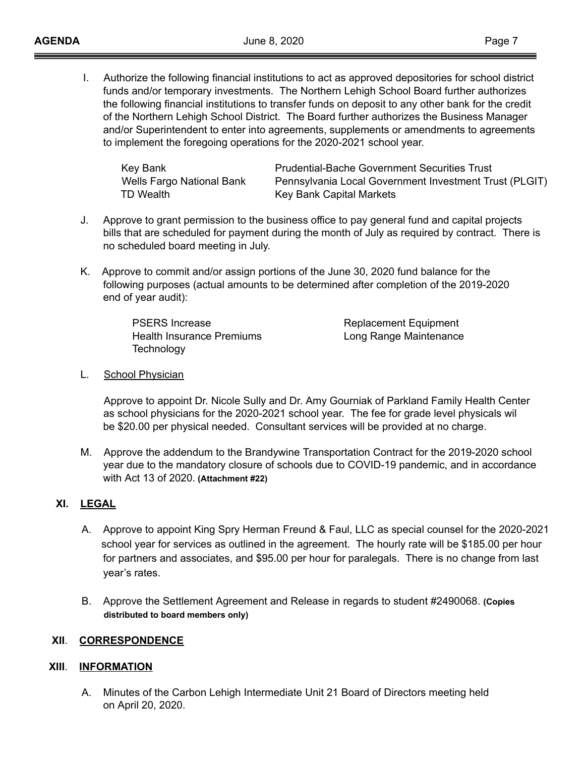I. Authorize the following financial institutions to act as approved depositories for school district funds and/or temporary investments. The Northern Lehigh School Board further authorizes the following financial institutions to transfer funds on deposit to any other bank for the credit of the Northern Lehigh School District. The Board further authorizes the Business Manager and/or Superintendent to enter into agreements, supplements or amendments to agreements to implement the foregoing operations for the 2020-2021 school year.

| | |
|---|---|
| Key Bank | Prudential-Bache Government Securities Trust |
| Wells Fargo National Bank | Pennsylvania Local Government Investment Trust (PLGIT) |
| TD Wealth | Key Bank Capital Markets |

J. Approve to grant permission to the business office to pay general fund and capital projects bills that are scheduled for payment during the month of July as required by contract. There is no scheduled board meeting in July.

K. Approve to commit and/or assign portions of the June 30, 2020 fund balance for the following purposes (actual amounts to be determined after completion of the 2019-2020 end of year audit):

| | |
|---|---|
| PSERS Increase | Replacement Equipment |
| Health Insurance Premiums | Long Range Maintenance |
| Technology | |

L. School Physician

Approve to appoint Dr. Nicole Sully and Dr. Amy Gourniak of Parkland Family Health Center as school physicians for the 2020-2021 school year. The fee for grade level physicals wil be $20.00 per physical needed. Consultant services will be provided at no charge.

M. Approve the addendum to the Brandywine Transportation Contract for the 2019-2020 school year due to the mandatory closure of schools due to COVID-19 pandemic, and in accordance with Act 13 of 2020. **(Attachment #22)**

## XI. LEGAL

A. Approve to appoint King Spry Herman Freund & Faul, LLC as special counsel for the 2020-2021 school year for services as outlined in the agreement. The hourly rate will be $185.00 per hour for partners and associates, and $95.00 per hour for paralegals. There is no change from last year's rates.

B. Approve the Settlement Agreement and Release in regards to student #2490068. **(Copies distributed to board members only)**

## XII. CORRESPONDENCE

## XIII. INFORMATION

A. Minutes of the Carbon Lehigh Intermediate Unit 21 Board of Directors meeting held on April 20, 2020.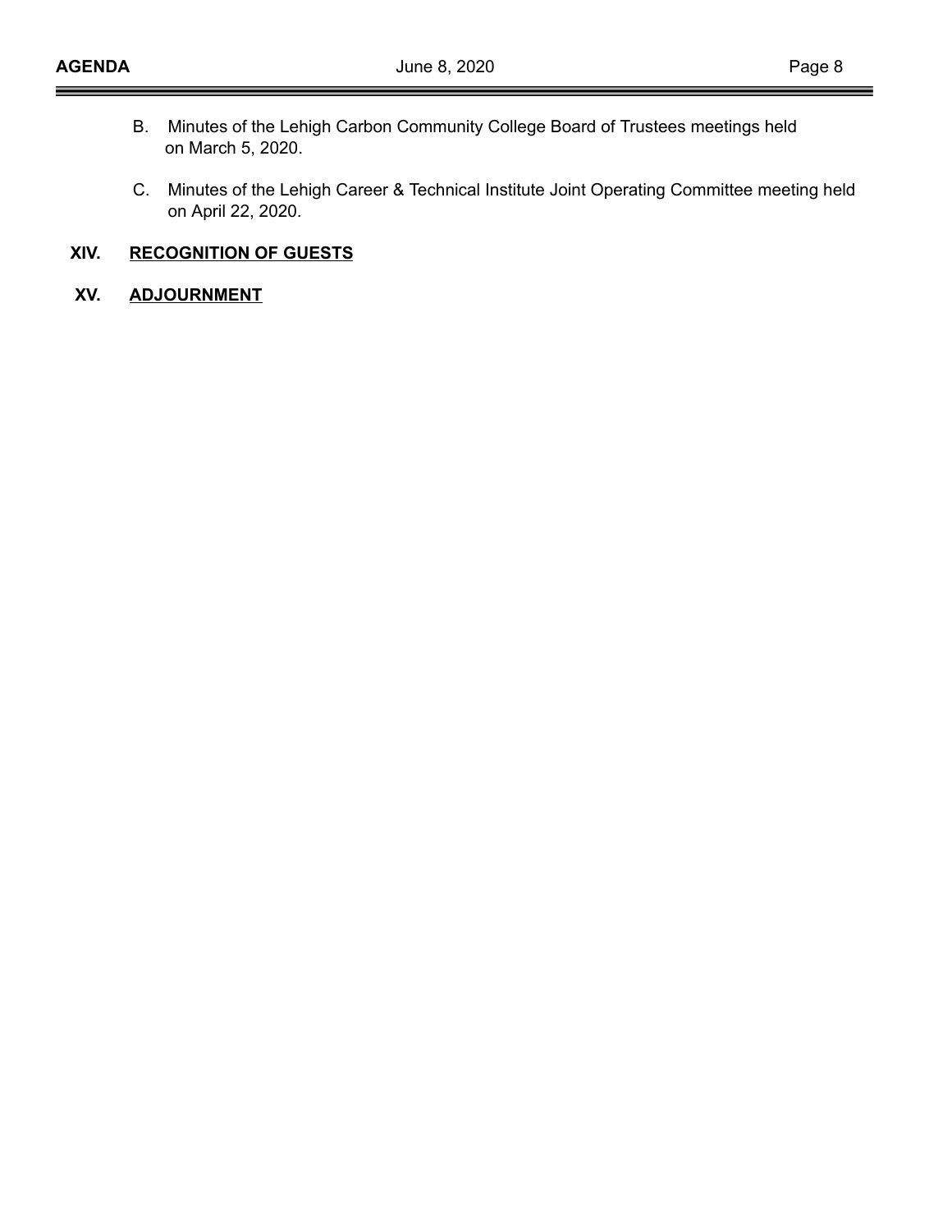B. Minutes of the Lehigh Carbon Community College Board of Trustees meetings held on March 5, 2020.

C. Minutes of the Lehigh Career & Technical Institute Joint Operating Committee meeting held on April 22, 2020.

## XIV. RECOGNITION OF GUESTS

## XV. ADJOURNMENT